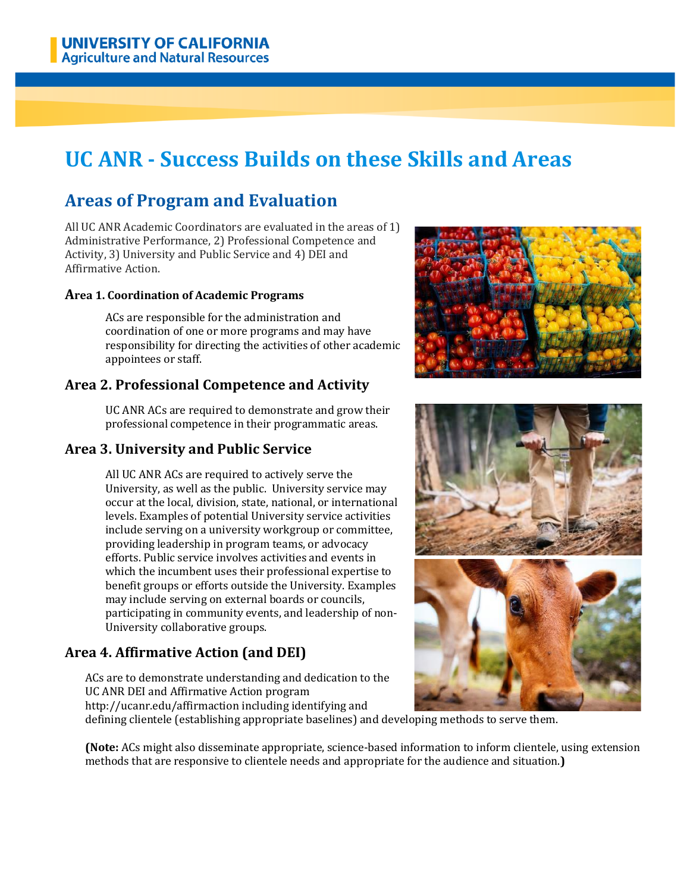**UNIVERSITY OF CALIFORNIA**
**Agriculture and Natural Resources**

# UC ANR - Success Builds on these Skills and Areas

## Areas of Program and Evaluation

All UC ANR Academic Coordinators are evaluated in the areas of 1) Administrative Performance, 2) Professional Competence and Activity, 3) University and Public Service and 4) DEI and Affirmative Action.

### Area 1. Coordination of Academic Programs

ACs are responsible for the administration and coordination of one or more programs and may have responsibility for directing the activities of other academic appointees or staff.

### Area 2. Professional Competence and Activity

UC ANR ACs are required to demonstrate and grow their professional competence in their programmatic areas.

### Area 3. University and Public Service

All UC ANR ACs are required to actively serve the University, as well as the public. University service may occur at the local, division, state, national, or international levels. Examples of potential University service activities include serving on a university workgroup or committee, providing leadership in program teams, or advocacy efforts. Public service involves activities and events in which the incumbent uses their professional expertise to benefit groups or efforts outside the University. Examples may include serving on external boards or councils, participating in community events, and leadership of non-University collaborative groups.

### Area 4. Affirmative Action (and DEI)

ACs are to demonstrate understanding and dedication to the UC ANR DEI and Affirmative Action program http://ucanr.edu/affirmaction including identifying and defining clientele (establishing appropriate baselines) and developing methods to serve them.

**(Note:** ACs might also disseminate appropriate, science-based information to inform clientele, using extension methods that are responsive to clientele needs and appropriate for the audience and situation.**)**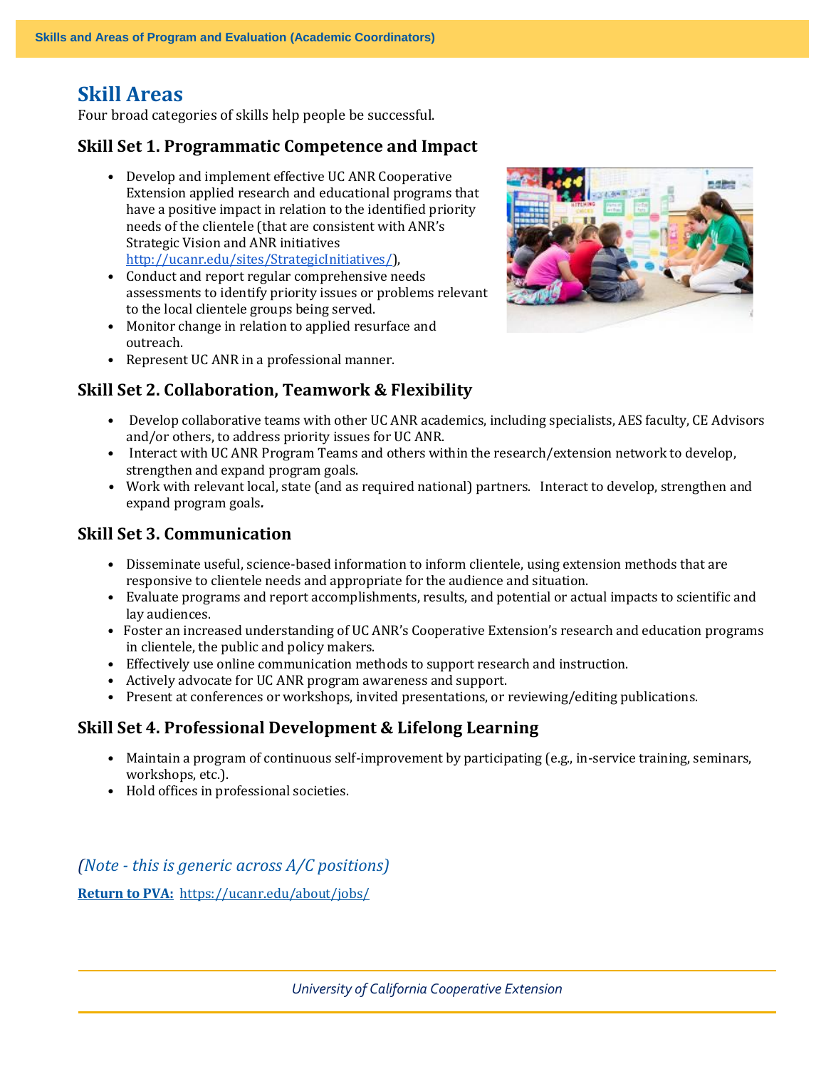# Skills and Areas of Program and Evaluation (Academic Coordinators)

## Skill Areas

Four broad categories of skills help people be successful.

### Skill Set 1. Programmatic Competence and Impact

- Develop and implement effective UC ANR Cooperative Extension applied research and educational programs that have a positive impact in relation to the identified priority needs of the clientele (that are consistent with ANR's Strategic Vision and ANR initiatives http://ucanr.edu/sites/StrategicInitiatives/),
- Conduct and report regular comprehensive needs assessments to identify priority issues or problems relevant to the local clientele groups being served.
- Monitor change in relation to applied resurface and outreach.
- Represent UC ANR in a professional manner.

### Skill Set 2. Collaboration, Teamwork & Flexibility

- Develop collaborative teams with other UC ANR academics, including specialists, AES faculty, CE Advisors and/or others, to address priority issues for UC ANR.
- Interact with UC ANR Program Teams and others within the research/extension network to develop, strengthen and expand program goals.
- Work with relevant local, state (and as required national) partners. Interact to develop, strengthen and expand program goals.

### Skill Set 3. Communication

- Disseminate useful, science-based information to inform clientele, using extension methods that are responsive to clientele needs and appropriate for the audience and situation.
- Evaluate programs and report accomplishments, results, and potential or actual impacts to scientific and lay audiences.
- Foster an increased understanding of UC ANR's Cooperative Extension's research and education programs in clientele, the public and policy makers.
- Effectively use online communication methods to support research and instruction.
- Actively advocate for UC ANR program awareness and support.
- Present at conferences or workshops, invited presentations, or reviewing/editing publications.

### Skill Set 4. Professional Development & Lifelong Learning

- Maintain a program of continuous self-improvement by participating (e.g., in-service training, seminars, workshops, etc.).
- Hold offices in professional societies.

*(Note - this is generic across A/C positions)*

**Return to PVA:** https://ucanr.edu/about/jobs/